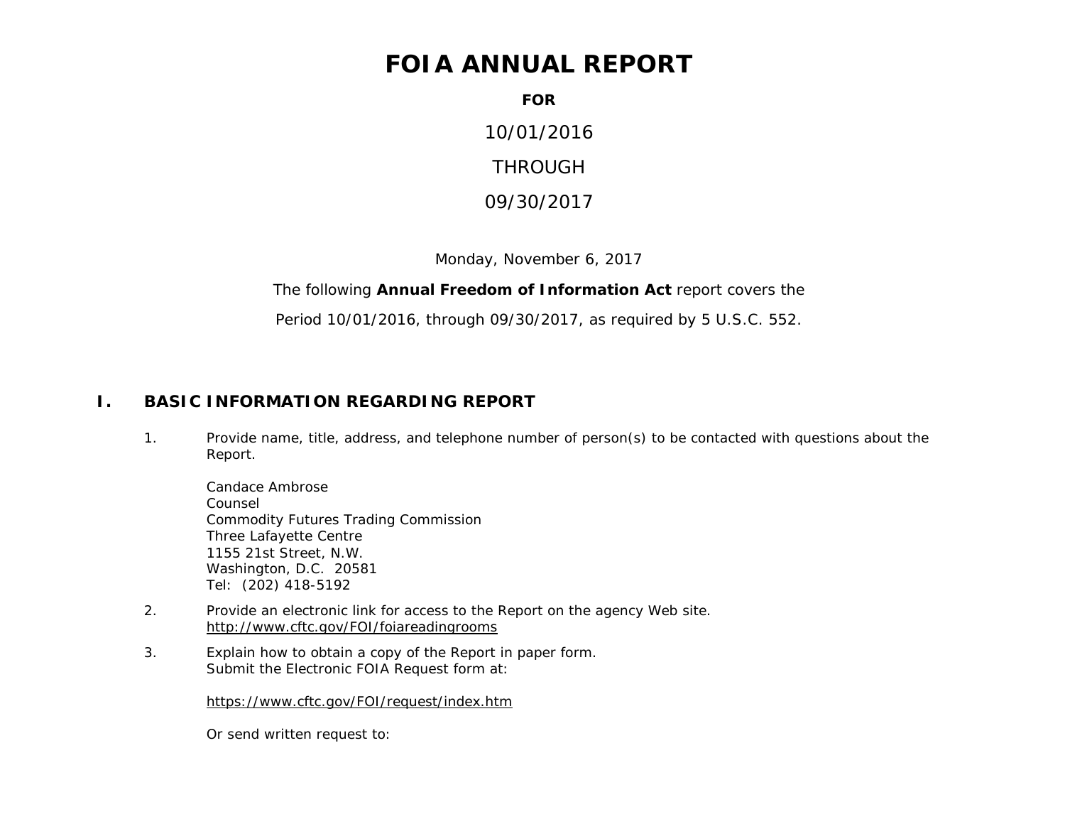# FOIA ANNUAL REPORT

**FOR**

10/01/2016

THROUGH

09/30/2017

Monday, November 6, 2017

The following **Annual Freedom of Information Act** report covers the

Period 10/01/2016, through 09/30/2017, as required by 5 U.S.C. 552.

## I. BASIC INFORMATION REGARDING REPORT

1. Provide name, title, address, and telephone number of person(s) to be contacted with questions about the Report.

   Candace Ambrose
   Counsel
   Commodity Futures Trading Commission
   Three Lafayette Centre
   1155 21st Street, N.W.
   Washington, D.C. 20581
   Tel: (202) 418-5192

2. Provide an electronic link for access to the Report on the agency Web site.
   http://www.cftc.gov/FOI/foiareadingrooms

3. Explain how to obtain a copy of the Report in paper form.
   Submit the Electronic FOIA Request form at:

   https://www.cftc.gov/FOI/request/index.htm

   Or send written request to: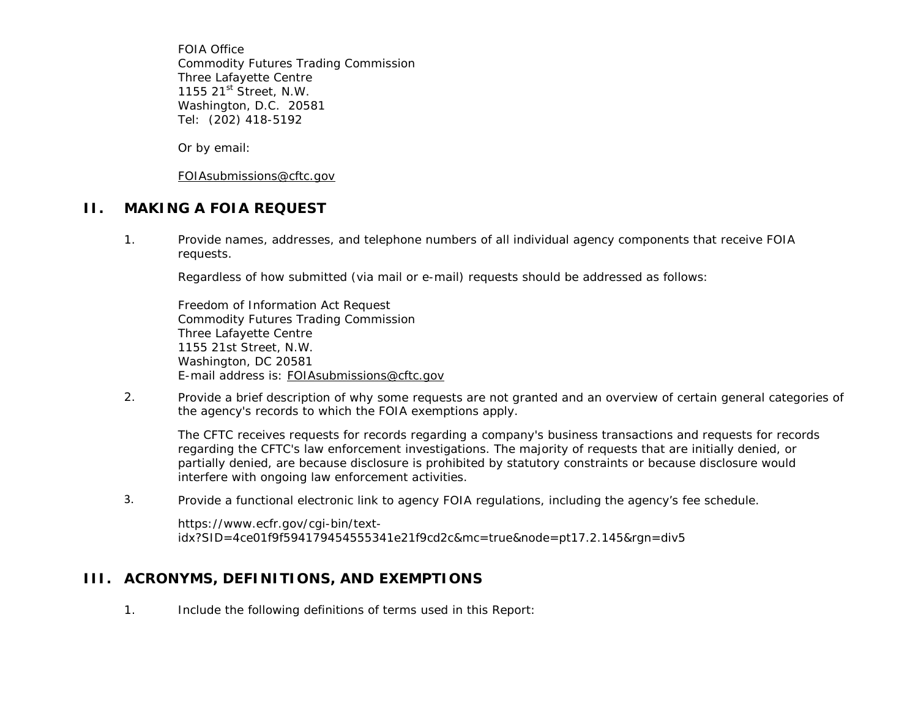FOIA Office
Commodity Futures Trading Commission
Three Lafayette Centre
1155 21st Street, N.W.
Washington, D.C. 20581
Tel: (202) 418-5192

Or by email:

FOIAsubmissions@cftc.gov

## II. MAKING A FOIA REQUEST

1. Provide names, addresses, and telephone numbers of all individual agency components that receive FOIA requests.

   Regardless of how submitted (via mail or e-mail) requests should be addressed as follows:

   Freedom of Information Act Request
   Commodity Futures Trading Commission
   Three Lafayette Centre
   1155 21st Street, N.W.
   Washington, DC 20581
   E-mail address is: FOIAsubmissions@cftc.gov

2. Provide a brief description of why some requests are not granted and an overview of certain general categories of the agency's records to which the FOIA exemptions apply.

   The CFTC receives requests for records regarding a company's business transactions and requests for records regarding the CFTC's law enforcement investigations. The majority of requests that are initially denied, or partially denied, are because disclosure is prohibited by statutory constraints or because disclosure would interfere with ongoing law enforcement activities.

3. Provide a functional electronic link to agency FOIA regulations, including the agency's fee schedule.

   https://www.ecfr.gov/cgi-bin/text-idx?SID=4ce01f9f594179454555341e21f9cd2c&mc=true&node=pt17.2.145&rgn=div5

## III. ACRONYMS, DEFINITIONS, AND EXEMPTIONS

1. Include the following definitions of terms used in this Report: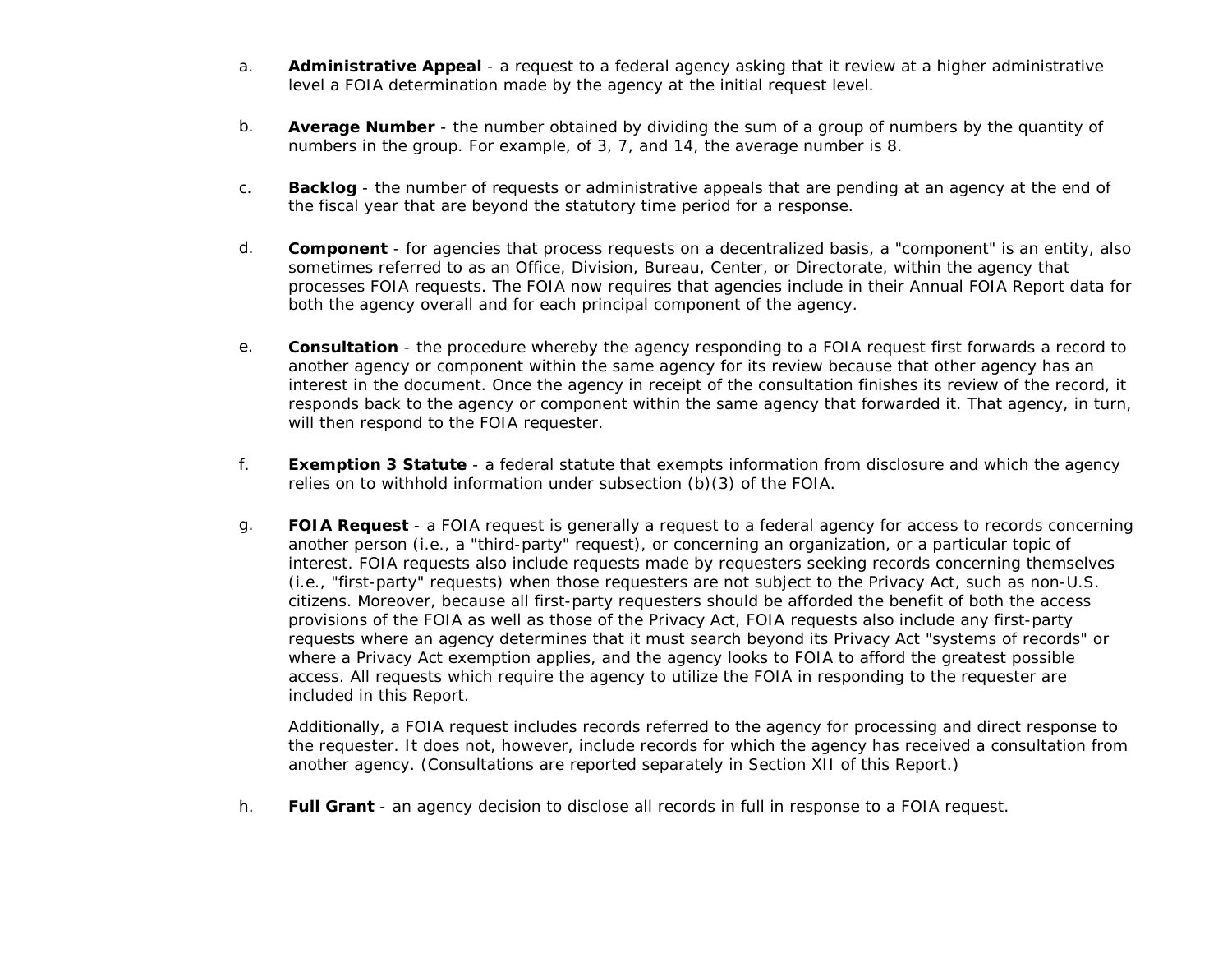a. **Administrative Appeal** - a request to a federal agency asking that it review at a higher administrative level a FOIA determination made by the agency at the initial request level.

b. **Average Number** - the number obtained by dividing the sum of a group of numbers by the quantity of numbers in the group. For example, of 3, 7, and 14, the average number is 8.

c. **Backlog** - the number of requests or administrative appeals that are pending at an agency at the end of the fiscal year that are beyond the statutory time period for a response.

d. **Component** - for agencies that process requests on a decentralized basis, a "component" is an entity, also sometimes referred to as an Office, Division, Bureau, Center, or Directorate, within the agency that processes FOIA requests. The FOIA now requires that agencies include in their Annual FOIA Report data for both the agency overall and for each principal component of the agency.

e. **Consultation** - the procedure whereby the agency responding to a FOIA request first forwards a record to another agency or component within the same agency for its review because that other agency has an interest in the document. Once the agency in receipt of the consultation finishes its review of the record, it responds back to the agency or component within the same agency that forwarded it. That agency, in turn, will then respond to the FOIA requester.

f. **Exemption 3 Statute** - a federal statute that exempts information from disclosure and which the agency relies on to withhold information under subsection (b)(3) of the FOIA.

g. **FOIA Request** - a FOIA request is generally a request to a federal agency for access to records concerning another person (i.e., a "third-party" request), or concerning an organization, or a particular topic of interest. FOIA requests also include requests made by requesters seeking records concerning themselves (i.e., "first-party" requests) when those requesters are not subject to the Privacy Act, such as non-U.S. citizens. Moreover, because all first-party requesters should be afforded the benefit of both the access provisions of the FOIA as well as those of the Privacy Act, FOIA requests also include any first-party requests where an agency determines that it must search beyond its Privacy Act "systems of records" or where a Privacy Act exemption applies, and the agency looks to FOIA to afford the greatest possible access. All requests which require the agency to utilize the FOIA in responding to the requester are included in this Report.

   Additionally, a FOIA request includes records referred to the agency for processing and direct response to the requester. It does not, however, include records for which the agency has received a consultation from another agency. (Consultations are reported separately in Section XII of this Report.)

h. **Full Grant** - an agency decision to disclose all records in full in response to a FOIA request.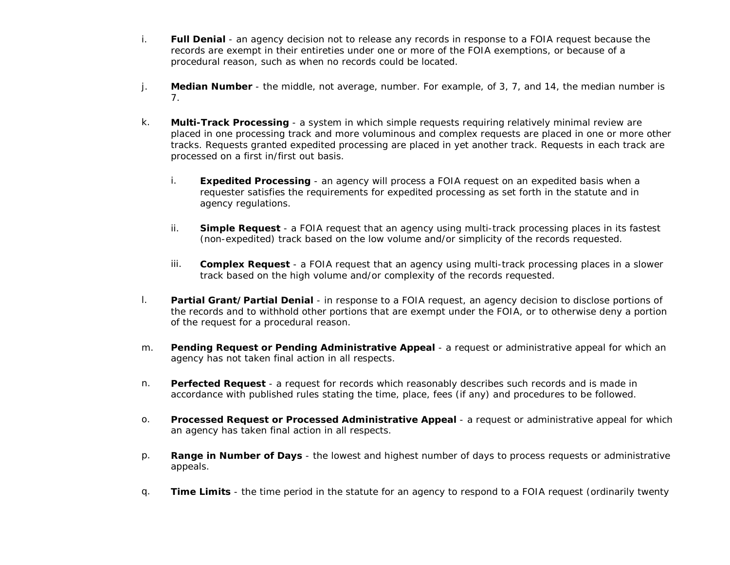i. **Full Denial** - an agency decision not to release any records in response to a FOIA request because the records are exempt in their entireties under one or more of the FOIA exemptions, or because of a procedural reason, such as when no records could be located.

j. **Median Number** - the middle, not average, number. For example, of 3, 7, and 14, the median number is 7.

k. **Multi-Track Processing** - a system in which simple requests requiring relatively minimal review are placed in one processing track and more voluminous and complex requests are placed in one or more other tracks. Requests granted expedited processing are placed in yet another track. Requests in each track are processed on a first in/first out basis.

   i. **Expedited Processing** - an agency will process a FOIA request on an expedited basis when a requester satisfies the requirements for expedited processing as set forth in the statute and in agency regulations.

   ii. **Simple Request** - a FOIA request that an agency using multi-track processing places in its fastest (non-expedited) track based on the low volume and/or simplicity of the records requested.

   iii. **Complex Request** - a FOIA request that an agency using multi-track processing places in a slower track based on the high volume and/or complexity of the records requested.

l. **Partial Grant/Partial Denial** - in response to a FOIA request, an agency decision to disclose portions of the records and to withhold other portions that are exempt under the FOIA, or to otherwise deny a portion of the request for a procedural reason.

m. **Pending Request or Pending Administrative Appeal** - a request or administrative appeal for which an agency has not taken final action in all respects.

n. **Perfected Request** - a request for records which reasonably describes such records and is made in accordance with published rules stating the time, place, fees (if any) and procedures to be followed.

o. **Processed Request or Processed Administrative Appeal** - a request or administrative appeal for which an agency has taken final action in all respects.

p. **Range in Number of Days** - the lowest and highest number of days to process requests or administrative appeals.

q. **Time Limits** - the time period in the statute for an agency to respond to a FOIA request (ordinarily twenty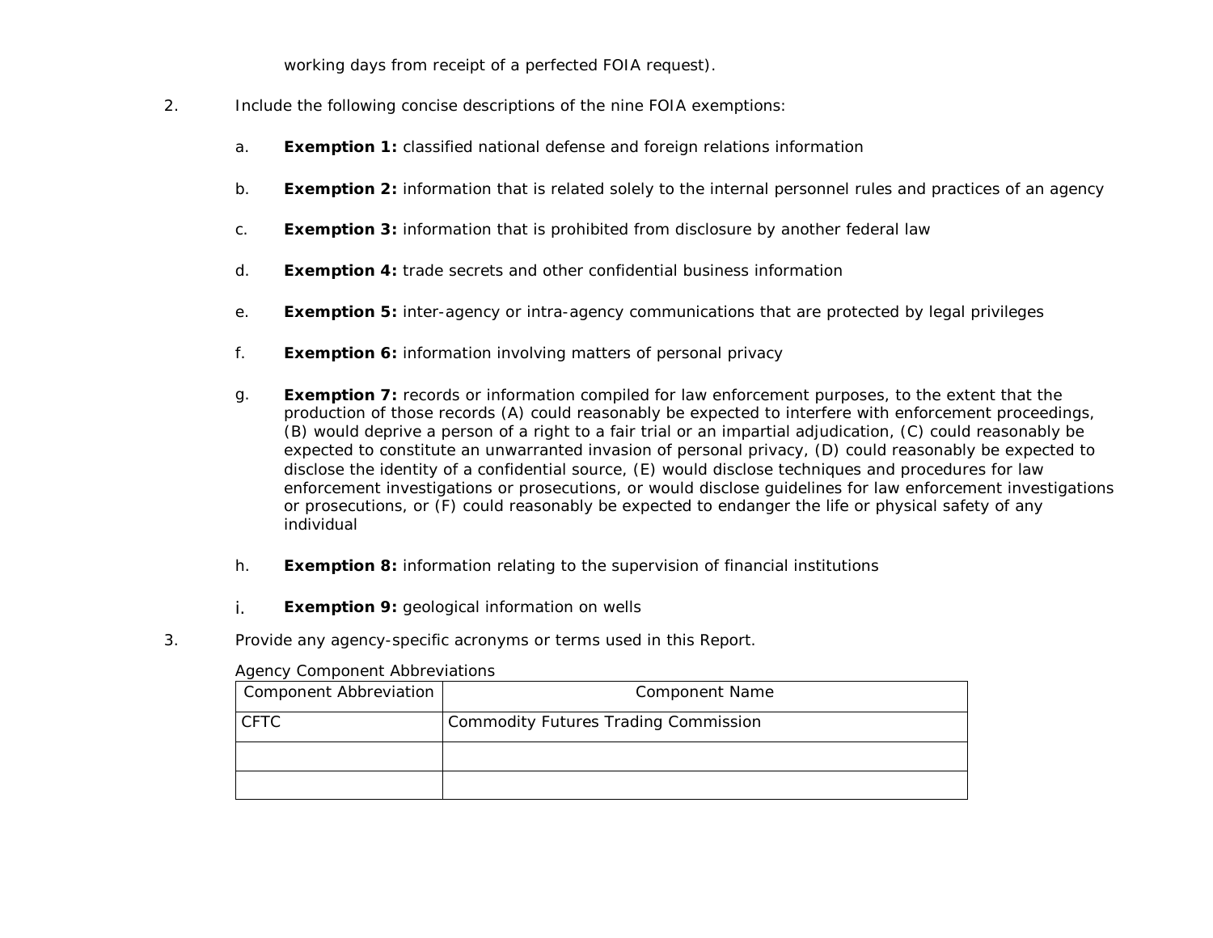working days from receipt of a perfected FOIA request).

2. Include the following concise descriptions of the nine FOIA exemptions:

   a. **Exemption 1:** classified national defense and foreign relations information

   b. **Exemption 2:** information that is related solely to the internal personnel rules and practices of an agency

   c. **Exemption 3:** information that is prohibited from disclosure by another federal law

   d. **Exemption 4:** trade secrets and other confidential business information

   e. **Exemption 5:** inter-agency or intra-agency communications that are protected by legal privileges

   f. **Exemption 6:** information involving matters of personal privacy

   g. **Exemption 7:** records or information compiled for law enforcement purposes, to the extent that the production of those records (A) could reasonably be expected to interfere with enforcement proceedings, (B) would deprive a person of a right to a fair trial or an impartial adjudication, (C) could reasonably be expected to constitute an unwarranted invasion of personal privacy, (D) could reasonably be expected to disclose the identity of a confidential source, (E) would disclose techniques and procedures for law enforcement investigations or prosecutions, or would disclose guidelines for law enforcement investigations or prosecutions, or (F) could reasonably be expected to endanger the life or physical safety of any individual

   h. **Exemption 8:** information relating to the supervision of financial institutions

   i. **Exemption 9:** geological information on wells

3. Provide any agency-specific acronyms or terms used in this Report.

Agency Component Abbreviations

| Component Abbreviation | Component Name |
|---|---|
| CFTC | Commodity Futures Trading Commission |
| | |
| | |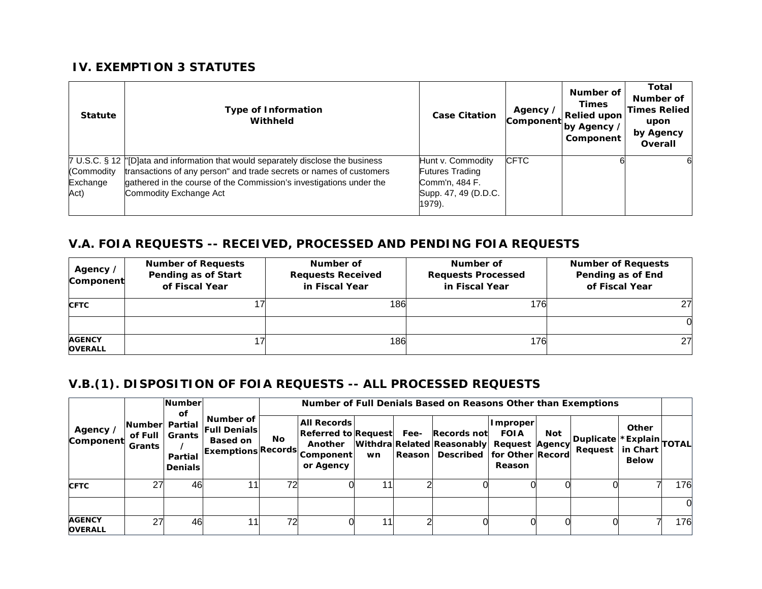## IV. EXEMPTION 3 STATUTES

| Statute | Type of Information Withheld | Case Citation | Agency / Component | Number of Times Relied upon by Agency / Component | Total Number of Times Relied upon by Agency Overall |
|---|---|---|---|---|---|
| 7 U.S.C. § 12 (Commodity Exchange Act) | "[D]ata and information that would separately disclose the business transactions of any person" and trade secrets or names of customers gathered in the course of the Commission's investigations under the Commodity Exchange Act | Hunt v. Commodity Futures Trading Comm'n, 484 F. Supp. 47, 49 (D.D.C. 1979). | CFTC | 6 | 6 |

## V.A. FOIA REQUESTS -- RECEIVED, PROCESSED AND PENDING FOIA REQUESTS

| Agency / Component | Number of Requests Pending as of Start of Fiscal Year | Number of Requests Received in Fiscal Year | Number of Requests Processed in Fiscal Year | Number of Requests Pending as of End of Fiscal Year |
|---|---|---|---|---|
| CFTC | 17 | 186 | 176 | 27 |
| | | | | 0 |
| AGENCY OVERALL | 17 | 186 | 176 | 27 |

## V.B.(1). DISPOSITION OF FOIA REQUESTS -- ALL PROCESSED REQUESTS

| Agency / Component | Number of Full Grants | Number of Partial Grants / Partial Denials | Number of Full Denials Based on Exemptions | Number of Full Denials Based on Reasons Other than Exemptions | | | | | | | | | |
|---|---|---|---|---|---|---|---|---|---|---|---|---|---|
| | | | | No Records | All Records Referred to Another Component or Agency | Request Withdrawn | Fee-Related Reason | Records not Reasonably Described | Improper FOIA Request for Other Reason | Not Agency Record | Duplicate Request | Other *Explain in Chart Below | TOTAL |
| CFTC | 27 | 46 | 11 | 72 | 0 | 11 | 2 | 0 | 0 | 0 | 0 | 7 | 176 |
| | | | | | | | | | | | | | 0 |
| AGENCY OVERALL | 27 | 46 | 11 | 72 | 0 | 11 | 2 | 0 | 0 | 0 | 0 | 7 | 176 |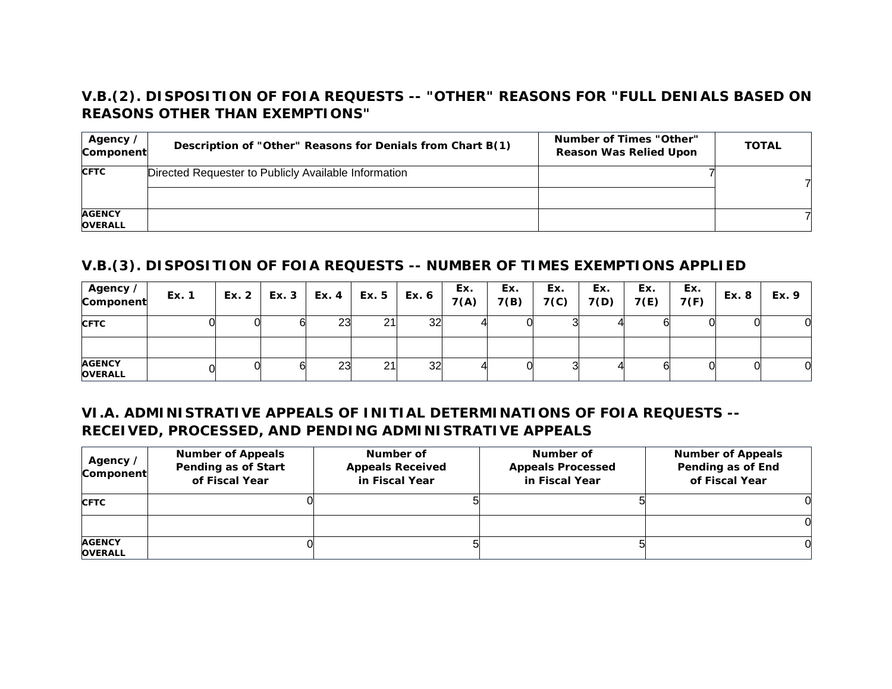## V.B.(2). DISPOSITION OF FOIA REQUESTS -- "OTHER" REASONS FOR "FULL DENIALS BASED ON REASONS OTHER THAN EXEMPTIONS"

| Agency / Component | Description of "Other" Reasons for Denials from Chart B(1) | Number of Times "Other" Reason Was Relied Upon | TOTAL |
|---|---|---|---|
| CFTC | Directed Requester to Publicly Available Information | 7 | 7 |
| | | | |
| AGENCY OVERALL | | | 7 |

## V.B.(3). DISPOSITION OF FOIA REQUESTS -- NUMBER OF TIMES EXEMPTIONS APPLIED

| Agency / Component | Ex. 1 | Ex. 2 | Ex. 3 | Ex. 4 | Ex. 5 | Ex. 6 | Ex. 7(A) | Ex. 7(B) | Ex. 7(C) | Ex. 7(D) | Ex. 7(E) | Ex. 7(F) | Ex. 8 | Ex. 9 |
|---|---|---|---|---|---|---|---|---|---|---|---|---|---|---|
| CFTC | 0 | 0 | 6 | 23 | 21 | 32 | 4 | 0 | 3 | 4 | 6 | 0 | 0 | 0 |
| | | | | | | | | | | | | | | |
| AGENCY OVERALL | 0 | 0 | 6 | 23 | 21 | 32 | 4 | 0 | 3 | 4 | 6 | 0 | 0 | 0 |

## VI.A. ADMINISTRATIVE APPEALS OF INITIAL DETERMINATIONS OF FOIA REQUESTS -- RECEIVED, PROCESSED, AND PENDING ADMINISTRATIVE APPEALS

| Agency / Component | Number of Appeals Pending as of Start of Fiscal Year | Number of Appeals Received in Fiscal Year | Number of Appeals Processed in Fiscal Year | Number of Appeals Pending as of End of Fiscal Year |
|---|---|---|---|---|
| CFTC | 0 | 5 | 5 | 0 |
| | | | | 0 |
| AGENCY OVERALL | 0 | 5 | 5 | 0 |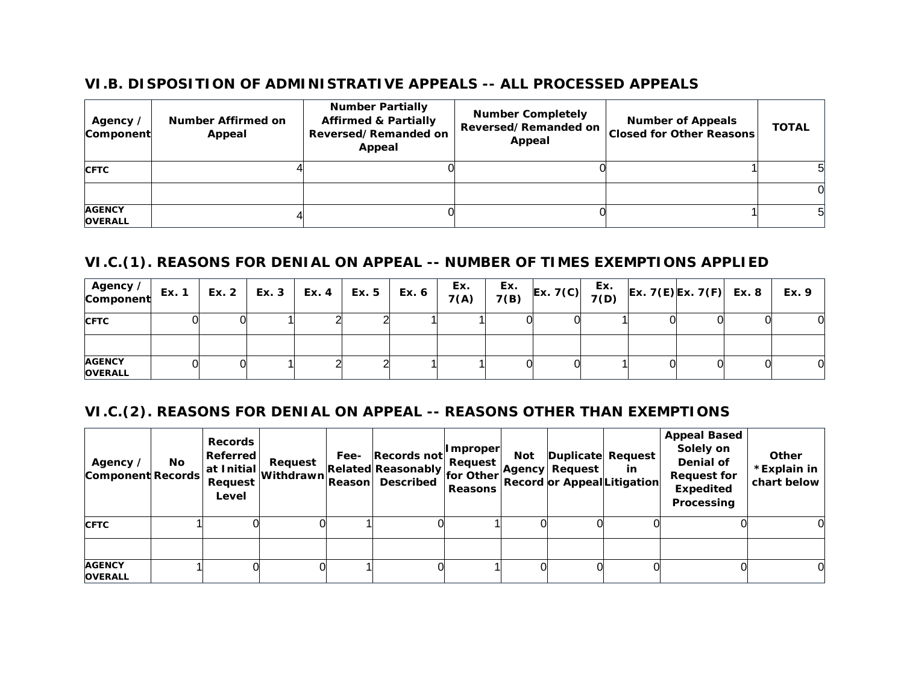## VI.B. DISPOSITION OF ADMINISTRATIVE APPEALS -- ALL PROCESSED APPEALS

| Agency / Component | Number Affirmed on Appeal | Number Partially Affirmed & Partially Reversed/Remanded on Appeal | Number Completely Reversed/Remanded on Appeal | Number of Appeals Closed for Other Reasons | TOTAL |
|---|---|---|---|---|---|
| CFTC | 4 | 0 | 0 | 1 | 5 |
| | | | | | 0 |
| AGENCY OVERALL | 4 | 0 | 0 | 1 | 5 |

## VI.C.(1). REASONS FOR DENIAL ON APPEAL -- NUMBER OF TIMES EXEMPTIONS APPLIED

| Agency / Component | Ex. 1 | Ex. 2 | Ex. 3 | Ex. 4 | Ex. 5 | Ex. 6 | Ex. 7(A) | Ex. 7(B) | Ex. 7(C) | Ex. 7(D) | Ex. 7(E) | Ex. 7(F) | Ex. 8 | Ex. 9 |
|---|---|---|---|---|---|---|---|---|---|---|---|---|---|---|
| CFTC | 0 | 0 | 1 | 2 | 2 | 1 | 1 | 0 | 0 | 1 | 0 | 0 | 0 | 0 |
| | | | | | | | | | | | | | | |
| AGENCY OVERALL | 0 | 0 | 1 | 2 | 2 | 1 | 1 | 0 | 0 | 1 | 0 | 0 | 0 | 0 |

## VI.C.(2). REASONS FOR DENIAL ON APPEAL -- REASONS OTHER THAN EXEMPTIONS

| Agency / Component | No Records | Records Referred at Initial Request Level | Request Withdrawn | Fee-Related Reason | Records not Reasonably Described | Improper Request for Other Reasons | Not Agency Record | Duplicate Request or Appeal | Request in Litigation | Appeal Based Solely on Denial of Request for Expedited Processing | Other *Explain in chart below |
|---|---|---|---|---|---|---|---|---|---|---|---|
| CFTC | 1 | 0 | 0 | 1 | 0 | 1 | 0 | 0 | 0 | 0 | 0 |
| | | | | | | | | | | | |
| AGENCY OVERALL | 1 | 0 | 0 | 1 | 0 | 1 | 0 | 0 | 0 | 0 | 0 |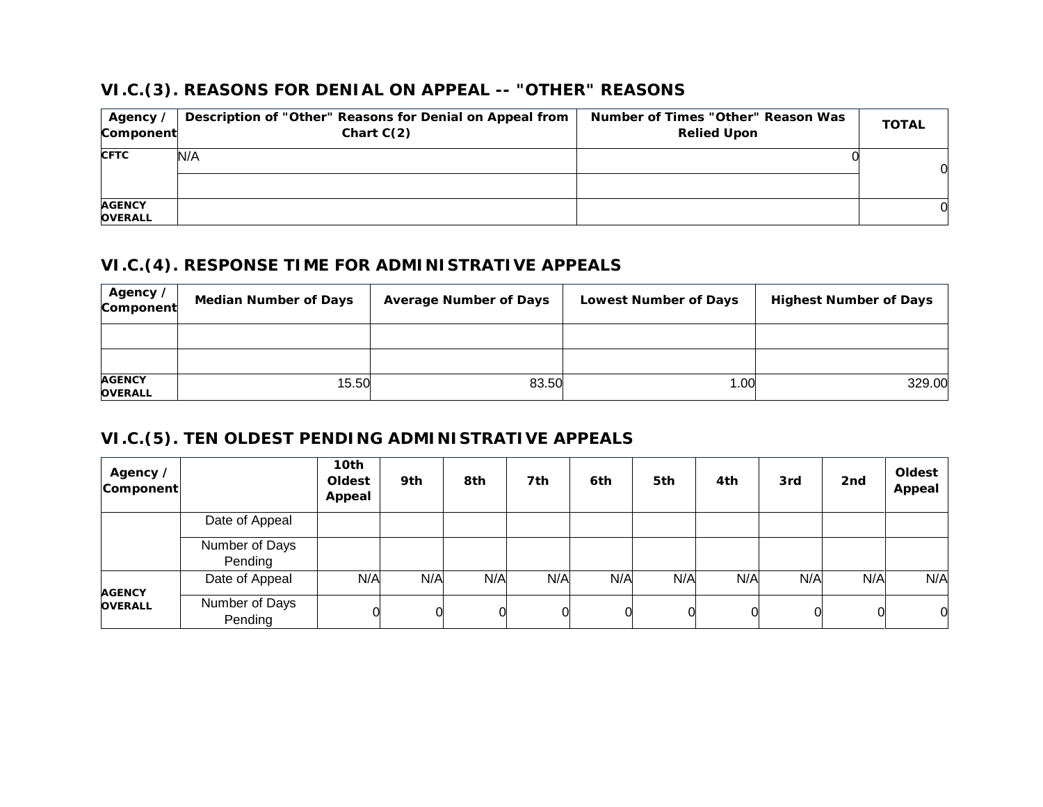### VI.C.(3). REASONS FOR DENIAL ON APPEAL -- "OTHER" REASONS

| Agency / Component | Description of "Other" Reasons for Denial on Appeal from Chart C(2) | Number of Times "Other" Reason Was Relied Upon | TOTAL |
|---|---|---|---|
| CFTC | N/A | 0 | 0 |
| | | | |
| AGENCY OVERALL | | | 0 |

### VI.C.(4). RESPONSE TIME FOR ADMINISTRATIVE APPEALS

| Agency / Component | Median Number of Days | Average Number of Days | Lowest Number of Days | Highest Number of Days |
|---|---|---|---|---|
| | | | | |
| | | | | |
| AGENCY OVERALL | 15.50 | 83.50 | 1.00 | 329.00 |

### VI.C.(5). TEN OLDEST PENDING ADMINISTRATIVE APPEALS

| Agency / Component | | 10th Oldest Appeal | 9th | 8th | 7th | 6th | 5th | 4th | 3rd | 2nd | Oldest Appeal |
|---|---|---|---|---|---|---|---|---|---|---|---|
| | Date of Appeal | | | | | | | | | | |
| | Number of Days Pending | | | | | | | | | | |
| AGENCY OVERALL | Date of Appeal | N/A | N/A | N/A | N/A | N/A | N/A | N/A | N/A | N/A | N/A |
| | Number of Days Pending | 0 | 0 | 0 | 0 | 0 | 0 | 0 | 0 | 0 | 0 |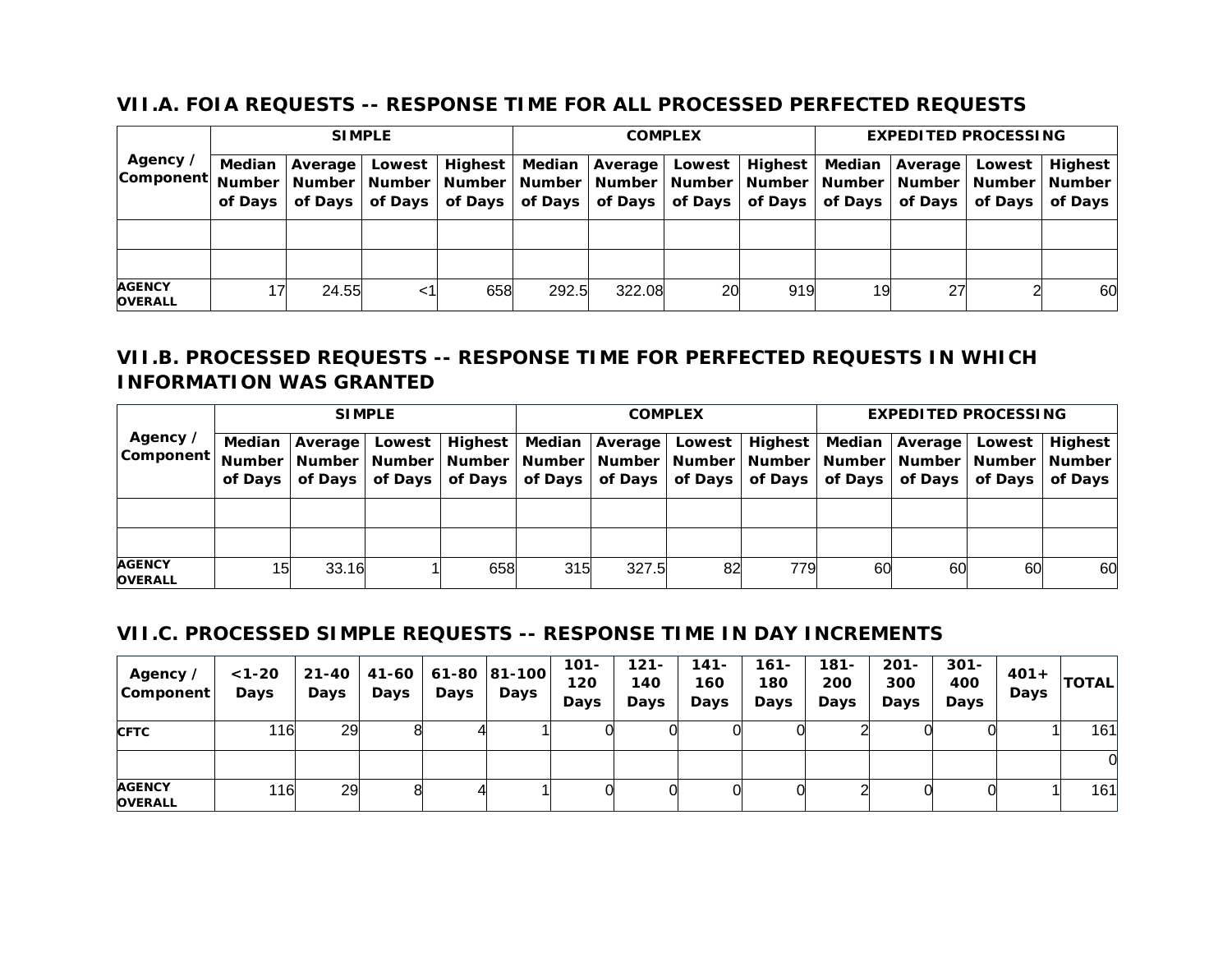## VII.A. FOIA REQUESTS -- RESPONSE TIME FOR ALL PROCESSED PERFECTED REQUESTS

| Agency / Component | SIMPLE | | | | COMPLEX | | | | EXPEDITED PROCESSING | | | |
|---|---|---|---|---|---|---|---|---|---|---|---|---|
| | Median Number of Days | Average Number of Days | Lowest Number of Days | Highest Number of Days | Median Number of Days | Average Number of Days | Lowest Number of Days | Highest Number of Days | Median Number of Days | Average Number of Days | Lowest Number of Days | Highest Number of Days |
| | | | | | | | | | | | | |
| | | | | | | | | | | | | |
| AGENCY OVERALL | 17 | 24.55 | <1 | 658 | 292.5 | 322.08 | 20 | 919 | 19 | 27 | 2 | 60 |

## VII.B. PROCESSED REQUESTS -- RESPONSE TIME FOR PERFECTED REQUESTS IN WHICH INFORMATION WAS GRANTED

| Agency / Component | SIMPLE | | | | COMPLEX | | | | EXPEDITED PROCESSING | | | |
|---|---|---|---|---|---|---|---|---|---|---|---|---|
| | Median Number of Days | Average Number of Days | Lowest Number of Days | Highest Number of Days | Median Number of Days | Average Number of Days | Lowest Number of Days | Highest Number of Days | Median Number of Days | Average Number of Days | Lowest Number of Days | Highest Number of Days |
| | | | | | | | | | | | | |
| | | | | | | | | | | | | |
| AGENCY OVERALL | 15 | 33.16 | 1 | 658 | 315 | 327.5 | 82 | 779 | 60 | 60 | 60 | 60 |

## VII.C. PROCESSED SIMPLE REQUESTS -- RESPONSE TIME IN DAY INCREMENTS

| Agency / Component | <1-20 Days | 21-40 Days | 41-60 Days | 61-80 Days | 81-100 Days | 101-120 Days | 121-140 Days | 141-160 Days | 161-180 Days | 181-200 Days | 201-300 Days | 301-400 Days | 401+ Days | TOTAL |
|---|---|---|---|---|---|---|---|---|---|---|---|---|---|---|
| CFTC | 116 | 29 | 8 | 4 | 1 | 0 | 0 | 0 | 0 | 2 | 0 | 0 | 1 | 161 |
| | | | | | | | | | | | | | | 0 |
| AGENCY OVERALL | 116 | 29 | 8 | 4 | 1 | 0 | 0 | 0 | 0 | 2 | 0 | 0 | 1 | 161 |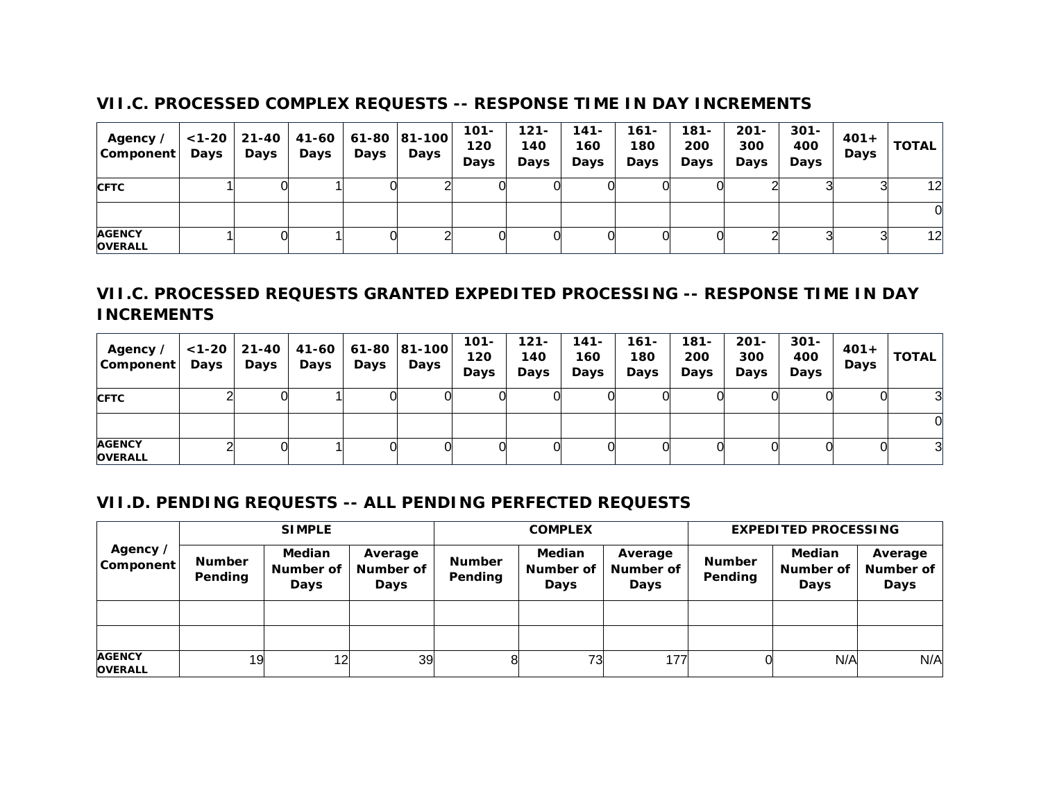## VII.C. PROCESSED COMPLEX REQUESTS -- RESPONSE TIME IN DAY INCREMENTS

| Agency / Component | <1-20 Days | 21-40 Days | 41-60 Days | 61-80 Days | 81-100 Days | 101-120 Days | 121-140 Days | 141-160 Days | 161-180 Days | 181-200 Days | 201-300 Days | 301-400 Days | 401+ Days | TOTAL |
|---|---|---|---|---|---|---|---|---|---|---|---|---|---|---|
| CFTC | 1 | 0 | 1 | 0 | 2 | 0 | 0 | 0 | 0 | 0 | 2 | 3 | 3 | 12 |
| | | | | | | | | | | | | | | 0 |
| AGENCY OVERALL | 1 | 0 | 1 | 0 | 2 | 0 | 0 | 0 | 0 | 0 | 2 | 3 | 3 | 12 |

## VII.C. PROCESSED REQUESTS GRANTED EXPEDITED PROCESSING -- RESPONSE TIME IN DAY INCREMENTS

| Agency / Component | <1-20 Days | 21-40 Days | 41-60 Days | 61-80 Days | 81-100 Days | 101-120 Days | 121-140 Days | 141-160 Days | 161-180 Days | 181-200 Days | 201-300 Days | 301-400 Days | 401+ Days | TOTAL |
|---|---|---|---|---|---|---|---|---|---|---|---|---|---|---|
| CFTC | 2 | 0 | 1 | 0 | 0 | 0 | 0 | 0 | 0 | 0 | 0 | 0 | 0 | 3 |
| | | | | | | | | | | | | | | 0 |
| AGENCY OVERALL | 2 | 0 | 1 | 0 | 0 | 0 | 0 | 0 | 0 | 0 | 0 | 0 | 0 | 3 |

## VII.D. PENDING REQUESTS -- ALL PENDING PERFECTED REQUESTS

| Agency / Component | SIMPLE | | | COMPLEX | | | EXPEDITED PROCESSING | | |
|---|---|---|---|---|---|---|---|---|---|
| | Number Pending | Median Number of Days | Average Number of Days | Number Pending | Median Number of Days | Average Number of Days | Number Pending | Median Number of Days | Average Number of Days |
| | | | | | | | | | |
| | | | | | | | | | |
| AGENCY OVERALL | 19 | 12 | 39 | 8 | 73 | 177 | 0 | N/A | N/A |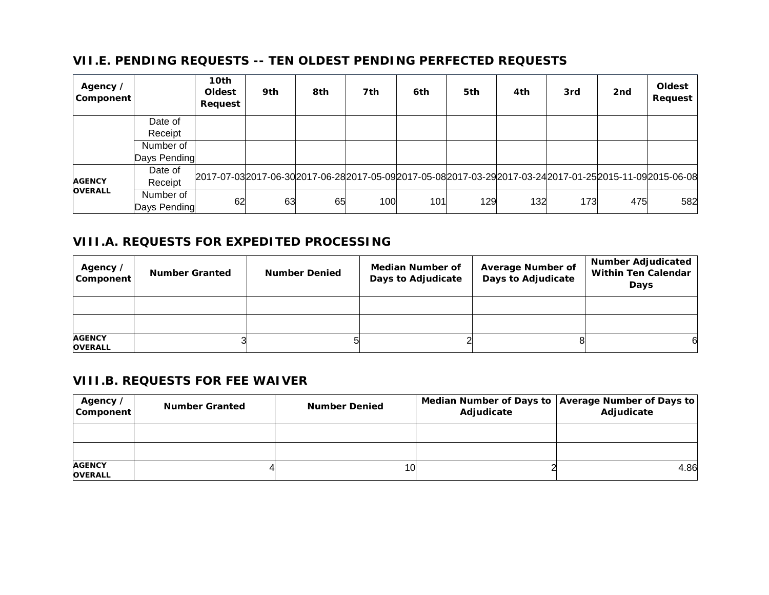## VII.E. PENDING REQUESTS -- TEN OLDEST PENDING PERFECTED REQUESTS

| Agency / Component | | 10th Oldest Request | 9th | 8th | 7th | 6th | 5th | 4th | 3rd | 2nd | Oldest Request |
|---|---|---|---|---|---|---|---|---|---|---|---|
| | Date of Receipt | | | | | | | | | | |
| | Number of Days Pending | | | | | | | | | | |
| AGENCY OVERALL | Date of Receipt | 2017-07-03 | 2017-06-30 | 2017-06-28 | 2017-05-09 | 2017-05-08 | 2017-03-29 | 2017-03-24 | 2017-01-25 | 2015-11-09 | 2015-06-08 |
| | Number of Days Pending | 62 | 63 | 65 | 100 | 101 | 129 | 132 | 173 | 475 | 582 |

## VIII.A. REQUESTS FOR EXPEDITED PROCESSING

| Agency / Component | Number Granted | Number Denied | Median Number of Days to Adjudicate | Average Number of Days to Adjudicate | Number Adjudicated Within Ten Calendar Days |
|---|---|---|---|---|---|
| | | | | | |
| | | | | | |
| AGENCY OVERALL | 3 | 5 | 2 | 8 | 6 |

## VIII.B. REQUESTS FOR FEE WAIVER

| Agency / Component | Number Granted | Number Denied | Median Number of Days to Adjudicate | Average Number of Days to Adjudicate |
|---|---|---|---|---|
| | | | | |
| | | | | |
| AGENCY OVERALL | 4 | 10 | 2 | 4.86 |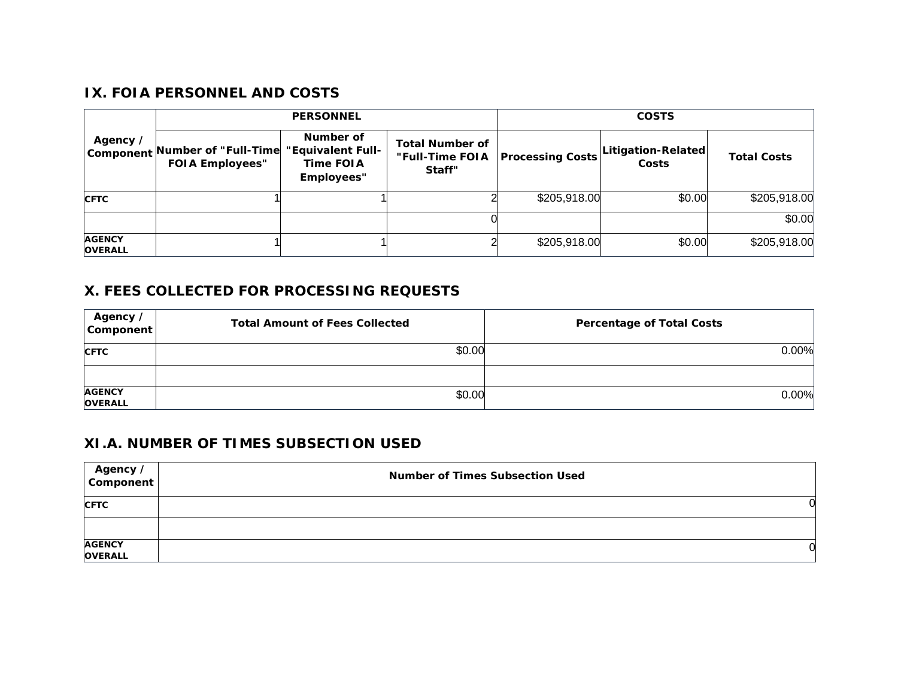## IX. FOIA PERSONNEL AND COSTS

| Agency / Component | PERSONNEL | | | COSTS | | |
|---|---|---|---|---|---|---|
| | Number of "Full-Time FOIA Employees" | Number of "Equivalent Full-Time FOIA Employees" | Total Number of "Full-Time FOIA Staff" | Processing Costs | Litigation-Related Costs | Total Costs |
| CFTC | 1 | 1 | 2 | $205,918.00 | $0.00 | $205,918.00 |
| | | | 0 | | | $0.00 |
| AGENCY OVERALL | 1 | 1 | 2 | $205,918.00 | $0.00 | $205,918.00 |

## X. FEES COLLECTED FOR PROCESSING REQUESTS

| Agency / Component | Total Amount of Fees Collected | Percentage of Total Costs |
|---|---|---|
| CFTC | $0.00 | 0.00% |
| | | |
| AGENCY OVERALL | $0.00 | 0.00% |

## XI.A. NUMBER OF TIMES SUBSECTION USED

| Agency / Component | Number of Times Subsection Used |
|---|---|
| CFTC | 0 |
| | |
| AGENCY OVERALL | 0 |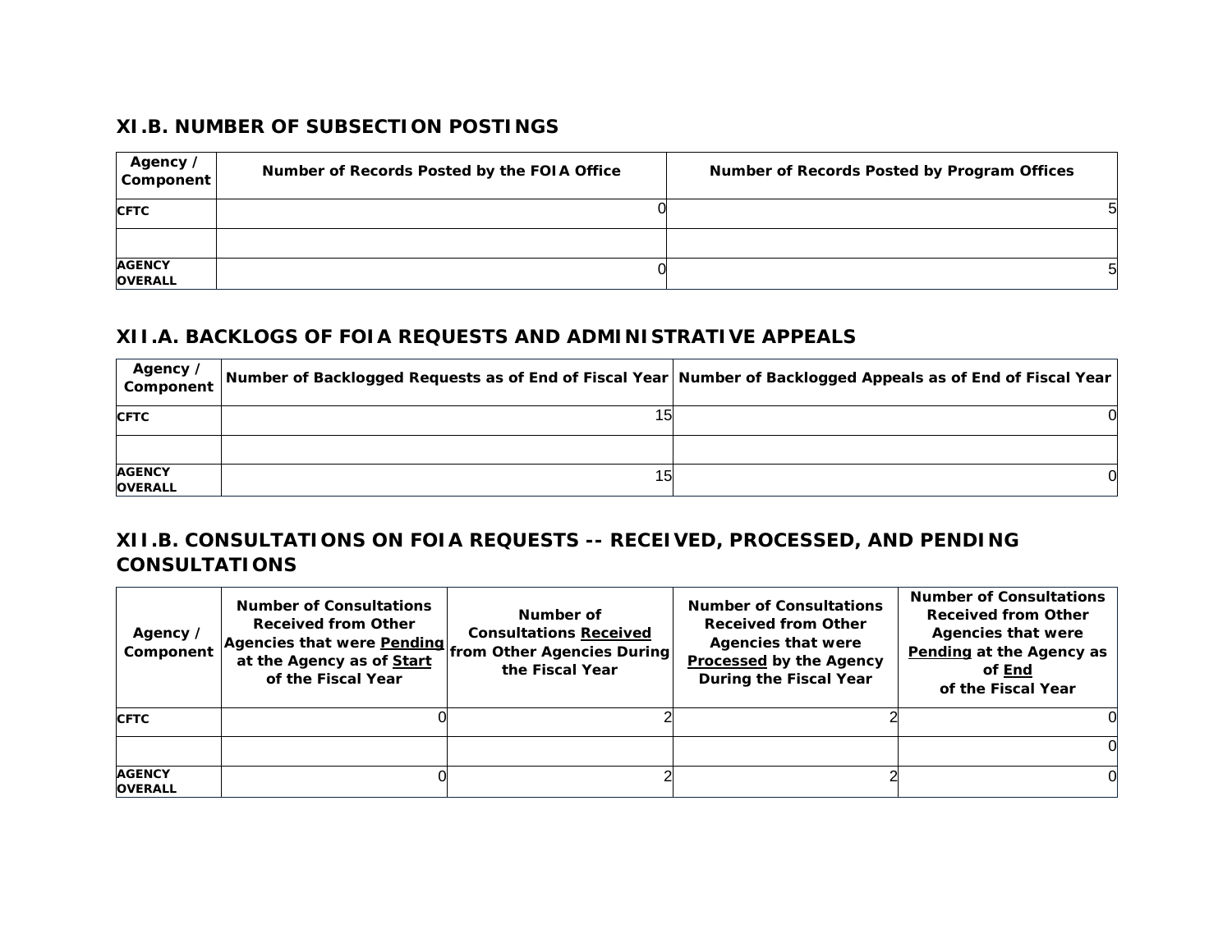## XI.B. NUMBER OF SUBSECTION POSTINGS

| Agency / Component | Number of Records Posted by the FOIA Office | Number of Records Posted by Program Offices |
|---|---|---|
| CFTC | 0 | 5 |
| | | |
| AGENCY OVERALL | 0 | 5 |

## XII.A. BACKLOGS OF FOIA REQUESTS AND ADMINISTRATIVE APPEALS

| Agency / Component | Number of Backlogged Requests as of End of Fiscal Year | Number of Backlogged Appeals as of End of Fiscal Year |
|---|---|---|
| CFTC | 15 | 0 |
| | | |
| AGENCY OVERALL | 15 | 0 |

## XII.B. CONSULTATIONS ON FOIA REQUESTS -- RECEIVED, PROCESSED, AND PENDING CONSULTATIONS

| Agency / Component | Number of Consultations Received from Other Agencies that were Pending at the Agency as of Start of the Fiscal Year | Number of Consultations Received from Other Agencies During the Fiscal Year | Number of Consultations Received from Other Agencies that were Processed by the Agency During the Fiscal Year | Number of Consultations Received from Other Agencies that were Pending at the Agency as of End of the Fiscal Year |
|---|---|---|---|---|
| CFTC | 0 | 2 | 2 | 0 |
| | | | | 0 |
| AGENCY OVERALL | 0 | 2 | 2 | 0 |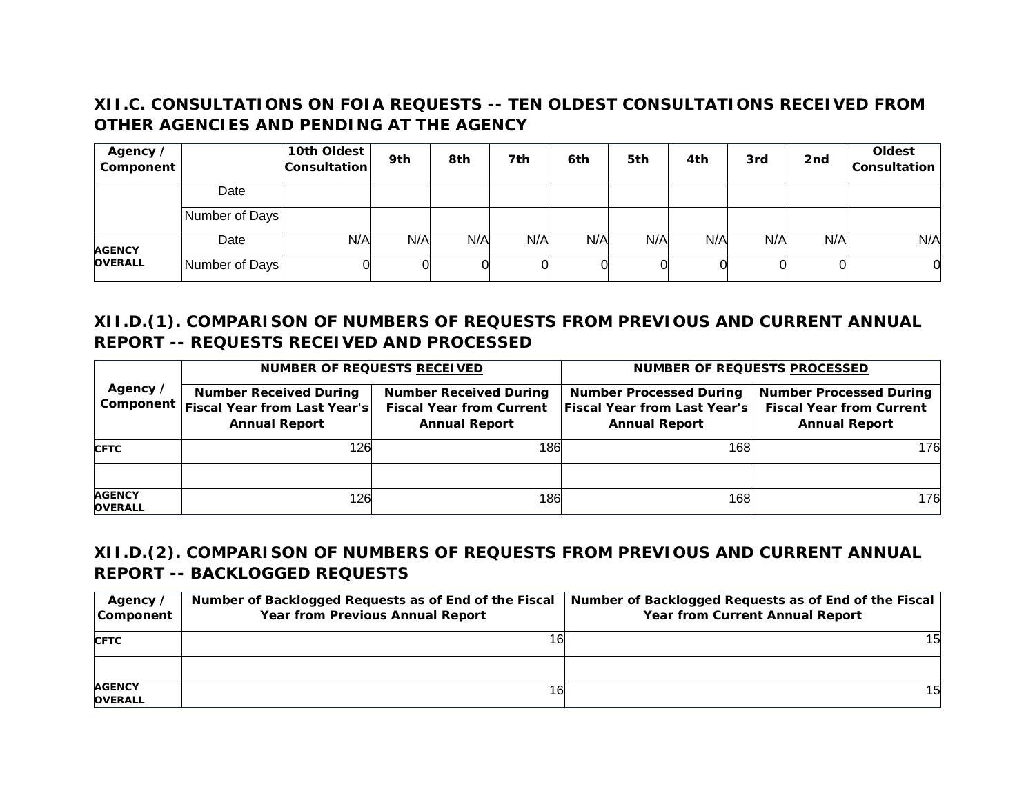### XII.C. CONSULTATIONS ON FOIA REQUESTS -- TEN OLDEST CONSULTATIONS RECEIVED FROM OTHER AGENCIES AND PENDING AT THE AGENCY

| Agency / Component | | 10th Oldest Consultation | 9th | 8th | 7th | 6th | 5th | 4th | 3rd | 2nd | Oldest Consultation |
|---|---|---|---|---|---|---|---|---|---|---|---|
| | Date | | | | | | | | | | |
| | Number of Days | | | | | | | | | | |
| **AGENCY OVERALL** | Date | N/A | N/A | N/A | N/A | N/A | N/A | N/A | N/A | N/A | N/A |
| | Number of Days | 0 | 0 | 0 | 0 | 0 | 0 | 0 | 0 | 0 | 0 |

### XII.D.(1). COMPARISON OF NUMBERS OF REQUESTS FROM PREVIOUS AND CURRENT ANNUAL REPORT -- REQUESTS RECEIVED AND PROCESSED

| Agency / Component | NUMBER OF REQUESTS RECEIVED | | NUMBER OF REQUESTS PROCESSED | |
|---|---|---|---|---|
| | Number Received During Fiscal Year from Last Year's Annual Report | Number Received During Fiscal Year from Current Annual Report | Number Processed During Fiscal Year from Last Year's Annual Report | Number Processed During Fiscal Year from Current Annual Report |
| **CFTC** | 126 | 186 | 168 | 176 |
| | | | | |
| **AGENCY OVERALL** | 126 | 186 | 168 | 176 |

### XII.D.(2). COMPARISON OF NUMBERS OF REQUESTS FROM PREVIOUS AND CURRENT ANNUAL REPORT -- BACKLOGGED REQUESTS

| Agency / Component | Number of Backlogged Requests as of End of the Fiscal Year from Previous Annual Report | Number of Backlogged Requests as of End of the Fiscal Year from Current Annual Report |
|---|---|---|
| **CFTC** | 16 | 15 |
| | | |
| **AGENCY OVERALL** | 16 | 15 |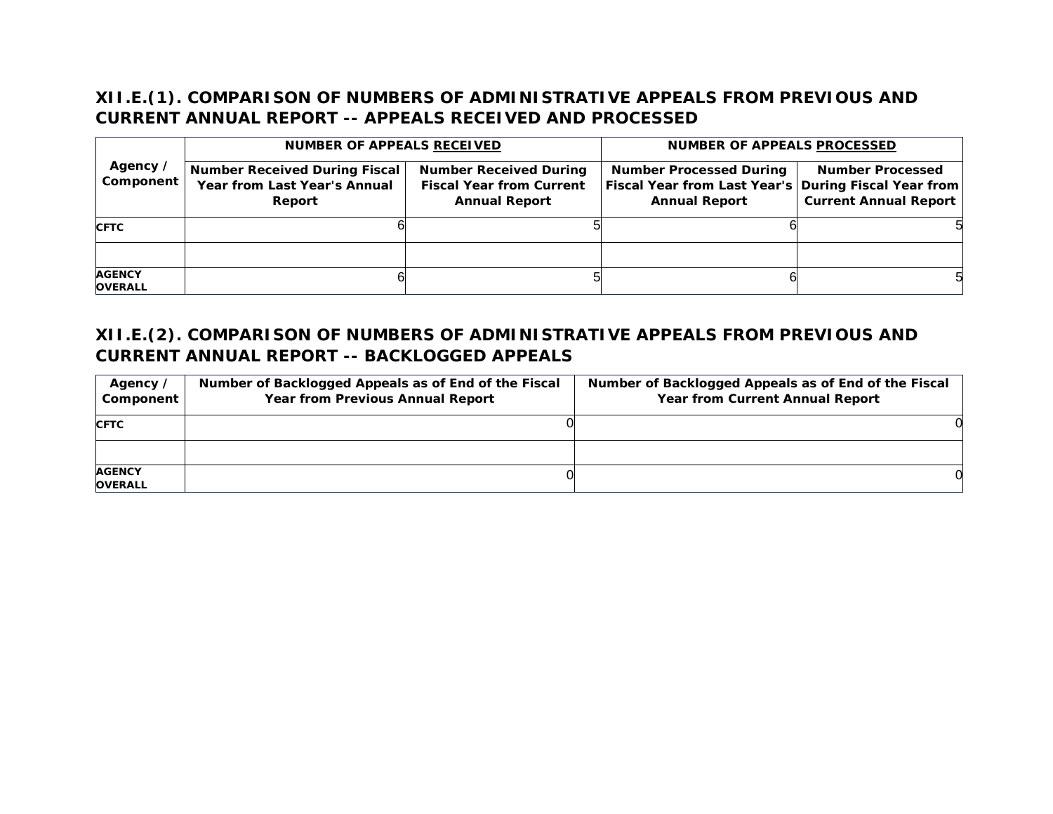## XII.E.(1). COMPARISON OF NUMBERS OF ADMINISTRATIVE APPEALS FROM PREVIOUS AND CURRENT ANNUAL REPORT -- APPEALS RECEIVED AND PROCESSED

| Agency / Component | NUMBER OF APPEALS RECEIVED | | NUMBER OF APPEALS PROCESSED | |
|---|---|---|---|---|
| | Number Received During Fiscal Year from Last Year's Annual Report | Number Received During Fiscal Year from Current Annual Report | Number Processed During Fiscal Year from Last Year's Annual Report | Number Processed During Fiscal Year from Current Annual Report |
| CFTC | 6 | 5 | 6 | 5 |
| | | | | |
| AGENCY OVERALL | 6 | 5 | 6 | 5 |

## XII.E.(2). COMPARISON OF NUMBERS OF ADMINISTRATIVE APPEALS FROM PREVIOUS AND CURRENT ANNUAL REPORT -- BACKLOGGED APPEALS

| Agency / Component | Number of Backlogged Appeals as of End of the Fiscal Year from Previous Annual Report | Number of Backlogged Appeals as of End of the Fiscal Year from Current Annual Report |
|---|---|---|
| CFTC | 0 | 0 |
| | | |
| AGENCY OVERALL | 0 | 0 |